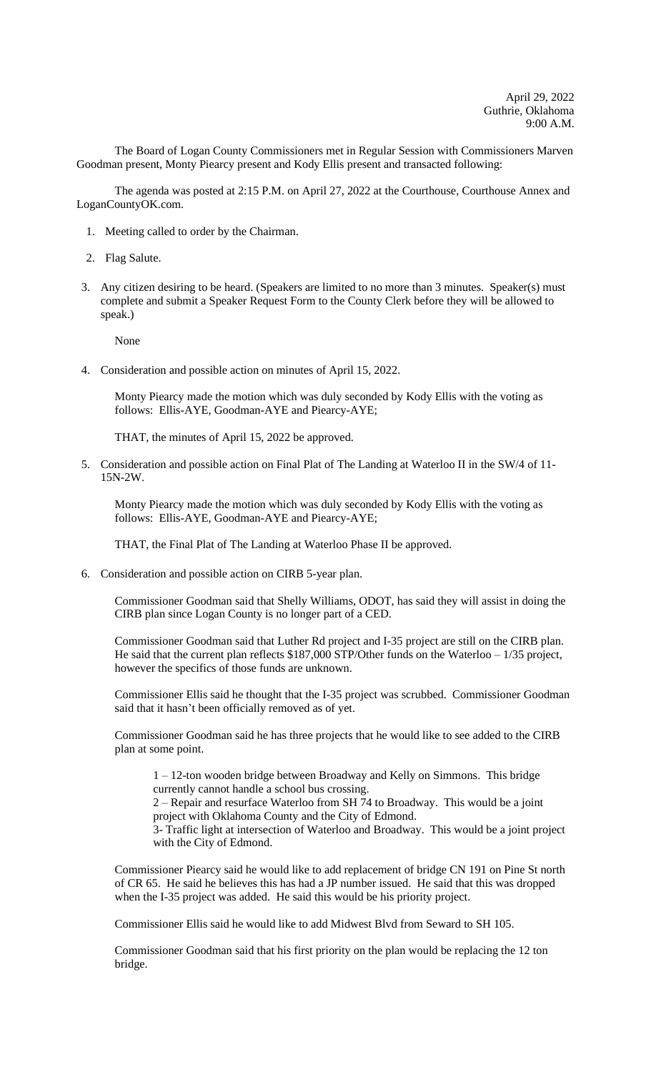April 29, 2022
Guthrie, Oklahoma
9:00 A.M.

The Board of Logan County Commissioners met in Regular Session with Commissioners Marven Goodman present, Monty Piearcy present and Kody Ellis present and transacted following:

The agenda was posted at 2:15 P.M. on April 27, 2022 at the Courthouse, Courthouse Annex and LoganCountyOK.com.

1. Meeting called to order by the Chairman.

2. Flag Salute.

3. Any citizen desiring to be heard. (Speakers are limited to no more than 3 minutes. Speaker(s) must complete and submit a Speaker Request Form to the County Clerk before they will be allowed to speak.)

   None

4. Consideration and possible action on minutes of April 15, 2022.

   Monty Piearcy made the motion which was duly seconded by Kody Ellis with the voting as follows: Ellis-AYE, Goodman-AYE and Piearcy-AYE;

   THAT, the minutes of April 15, 2022 be approved.

5. Consideration and possible action on Final Plat of The Landing at Waterloo II in the SW/4 of 11-15N-2W.

   Monty Piearcy made the motion which was duly seconded by Kody Ellis with the voting as follows: Ellis-AYE, Goodman-AYE and Piearcy-AYE;

   THAT, the Final Plat of The Landing at Waterloo Phase II be approved.

6. Consideration and possible action on CIRB 5-year plan.

   Commissioner Goodman said that Shelly Williams, ODOT, has said they will assist in doing the CIRB plan since Logan County is no longer part of a CED.

   Commissioner Goodman said that Luther Rd project and I-35 project are still on the CIRB plan. He said that the current plan reflects $187,000 STP/Other funds on the Waterloo – 1/35 project, however the specifics of those funds are unknown.

   Commissioner Ellis said he thought that the I-35 project was scrubbed. Commissioner Goodman said that it hasn't been officially removed as of yet.

   Commissioner Goodman said he has three projects that he would like to see added to the CIRB plan at some point.

   1 – 12-ton wooden bridge between Broadway and Kelly on Simmons. This bridge currently cannot handle a school bus crossing.
   2 – Repair and resurface Waterloo from SH 74 to Broadway. This would be a joint project with Oklahoma County and the City of Edmond.
   3- Traffic light at intersection of Waterloo and Broadway. This would be a joint project with the City of Edmond.

   Commissioner Piearcy said he would like to add replacement of bridge CN 191 on Pine St north of CR 65. He said he believes this has had a JP number issued. He said that this was dropped when the I-35 project was added. He said this would be his priority project.

   Commissioner Ellis said he would like to add Midwest Blvd from Seward to SH 105.

   Commissioner Goodman said that his first priority on the plan would be replacing the 12 ton bridge.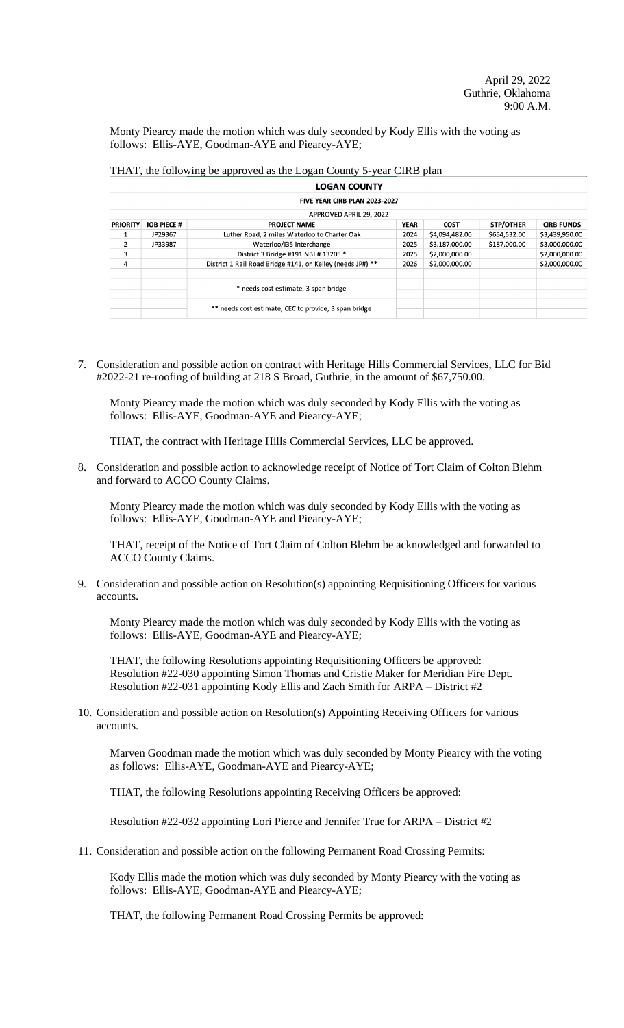April 29, 2022
Guthrie, Oklahoma
9:00 A.M.

Monty Piearcy made the motion which was duly seconded by Kody Ellis with the voting as follows: Ellis-AYE, Goodman-AYE and Piearcy-AYE;

THAT, the following be approved as the Logan County 5-year CIRB plan

| LOGAN COUNTY | | | | | | |
|---|---|---|---|---|---|---|
| FIVE YEAR CIRB PLAN 2023-2027 | | | | | | |
| APPROVED APRIL 29, 2022 | | | | | | |
| PRIORITY | JOB PIECE # | PROJECT NAME | YEAR | COST | STP/OTHER | CIRB FUNDS |
| 1 | JP29367 | Luther Road, 2 miles Waterloo to Charter Oak | 2024 | $4,094,482.00 | $654,532.00 | $3,439,950.00 |
| 2 | JP33987 | Waterloo/I35 Interchange | 2025 | $3,187,000.00 | $187,000.00 | $3,000,000.00 |
| 3 | | District 3 Bridge #191 NBI # 13205 * | 2025 | $2,000,000.00 | | $2,000,000.00 |
| 4 | | District 1 Rail Road Bridge #141, on Kelley (needs JP#) ** | 2026 | $2,000,000.00 | | $2,000,000.00 |
| | | * needs cost estimate, 3 span bridge | | | | |
| | | ** needs cost estimate, CEC to provide, 3 span bridge | | | | |

7. Consideration and possible action on contract with Heritage Hills Commercial Services, LLC for Bid #2022-21 re-roofing of building at 218 S Broad, Guthrie, in the amount of $67,750.00.

   Monty Piearcy made the motion which was duly seconded by Kody Ellis with the voting as follows: Ellis-AYE, Goodman-AYE and Piearcy-AYE;

   THAT, the contract with Heritage Hills Commercial Services, LLC be approved.

8. Consideration and possible action to acknowledge receipt of Notice of Tort Claim of Colton Blehm and forward to ACCO County Claims.

   Monty Piearcy made the motion which was duly seconded by Kody Ellis with the voting as follows: Ellis-AYE, Goodman-AYE and Piearcy-AYE;

   THAT, receipt of the Notice of Tort Claim of Colton Blehm be acknowledged and forwarded to ACCO County Claims.

9. Consideration and possible action on Resolution(s) appointing Requisitioning Officers for various accounts.

   Monty Piearcy made the motion which was duly seconded by Kody Ellis with the voting as follows: Ellis-AYE, Goodman-AYE and Piearcy-AYE;

   THAT, the following Resolutions appointing Requisitioning Officers be approved:
   Resolution #22-030 appointing Simon Thomas and Cristie Maker for Meridian Fire Dept.
   Resolution #22-031 appointing Kody Ellis and Zach Smith for ARPA – District #2

10. Consideration and possible action on Resolution(s) Appointing Receiving Officers for various accounts.

    Marven Goodman made the motion which was duly seconded by Monty Piearcy with the voting as follows: Ellis-AYE, Goodman-AYE and Piearcy-AYE;

    THAT, the following Resolutions appointing Receiving Officers be approved:

    Resolution #22-032 appointing Lori Pierce and Jennifer True for ARPA – District #2

11. Consideration and possible action on the following Permanent Road Crossing Permits:

    Kody Ellis made the motion which was duly seconded by Monty Piearcy with the voting as follows: Ellis-AYE, Goodman-AYE and Piearcy-AYE;

    THAT, the following Permanent Road Crossing Permits be approved: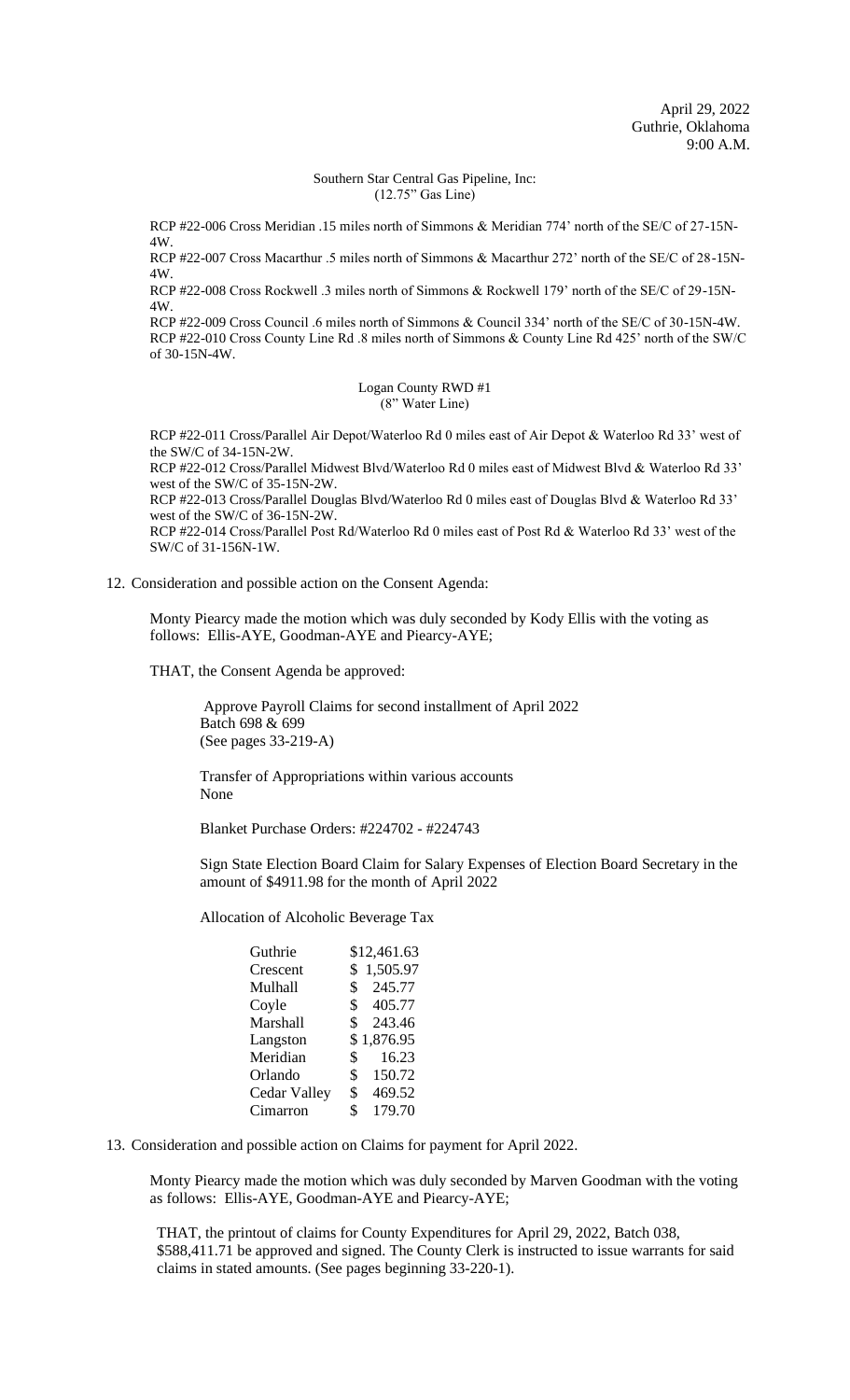April 29, 2022
Guthrie, Oklahoma
9:00 A.M.

Southern Star Central Gas Pipeline, Inc:
(12.75" Gas Line)

RCP #22-006 Cross Meridian .15 miles north of Simmons & Meridian 774' north of the SE/C of 27-15N-4W.
RCP #22-007 Cross Macarthur .5 miles north of Simmons & Macarthur 272' north of the SE/C of 28-15N-4W.
RCP #22-008 Cross Rockwell .3 miles north of Simmons & Rockwell 179' north of the SE/C of 29-15N-4W.
RCP #22-009 Cross Council .6 miles north of Simmons & Council 334' north of the SE/C of 30-15N-4W.
RCP #22-010 Cross County Line Rd .8 miles north of Simmons & County Line Rd 425' north of the SW/C of 30-15N-4W.

Logan County RWD #1
(8" Water Line)

RCP #22-011 Cross/Parallel Air Depot/Waterloo Rd 0 miles east of Air Depot & Waterloo Rd 33' west of the SW/C of 34-15N-2W.
RCP #22-012 Cross/Parallel Midwest Blvd/Waterloo Rd 0 miles east of Midwest Blvd & Waterloo Rd 33' west of the SW/C of 35-15N-2W.
RCP #22-013 Cross/Parallel Douglas Blvd/Waterloo Rd 0 miles east of Douglas Blvd & Waterloo Rd 33' west of the SW/C of 36-15N-2W.
RCP #22-014 Cross/Parallel Post Rd/Waterloo Rd 0 miles east of Post Rd & Waterloo Rd 33' west of the SW/C of 31-156N-1W.

12. Consideration and possible action on the Consent Agenda:

Monty Piearcy made the motion which was duly seconded by Kody Ellis with the voting as follows: Ellis-AYE, Goodman-AYE and Piearcy-AYE;

THAT, the Consent Agenda be approved:

Approve Payroll Claims for second installment of April 2022
Batch 698 & 699
(See pages 33-219-A)

Transfer of Appropriations within various accounts
None

Blanket Purchase Orders: #224702 - #224743

Sign State Election Board Claim for Salary Expenses of Election Board Secretary in the amount of $4911.98 for the month of April 2022

Allocation of Alcoholic Beverage Tax

| | |
|---|---|
| Guthrie | $12,461.63 |
| Crescent | $ 1,505.97 |
| Mulhall | $ 245.77 |
| Coyle | $ 405.77 |
| Marshall | $ 243.46 |
| Langston | $ 1,876.95 |
| Meridian | $ 16.23 |
| Orlando | $ 150.72 |
| Cedar Valley | $ 469.52 |
| Cimarron | $ 179.70 |

13. Consideration and possible action on Claims for payment for April 2022.

Monty Piearcy made the motion which was duly seconded by Marven Goodman with the voting as follows: Ellis-AYE, Goodman-AYE and Piearcy-AYE;

THAT, the printout of claims for County Expenditures for April 29, 2022, Batch 038, $588,411.71 be approved and signed. The County Clerk is instructed to issue warrants for said claims in stated amounts. (See pages beginning 33-220-1).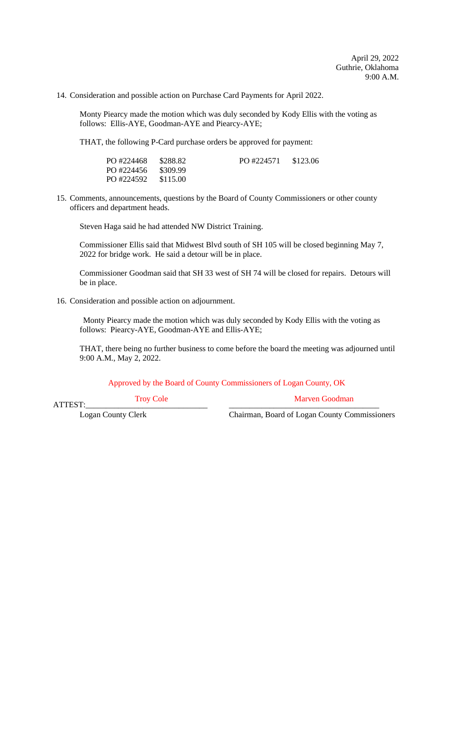April 29, 2022
Guthrie, Oklahoma
9:00 A.M.

14. Consideration and possible action on Purchase Card Payments for April 2022.

    Monty Piearcy made the motion which was duly seconded by Kody Ellis with the voting as follows: Ellis-AYE, Goodman-AYE and Piearcy-AYE;

    THAT, the following P-Card purchase orders be approved for payment:

| | | | |
|---|---|---|---|
| PO #224468 | $288.82 | PO #224571 | $123.06 |
| PO #224456 | $309.99 | | |
| PO #224592 | $115.00 | | |

15. Comments, announcements, questions by the Board of County Commissioners or other county officers and department heads.

    Steven Haga said he had attended NW District Training.

    Commissioner Ellis said that Midwest Blvd south of SH 105 will be closed beginning May 7, 2022 for bridge work. He said a detour will be in place.

    Commissioner Goodman said that SH 33 west of SH 74 will be closed for repairs. Detours will be in place.

16. Consideration and possible action on adjournment.

    Monty Piearcy made the motion which was duly seconded by Kody Ellis with the voting as follows: Piearcy-AYE, Goodman-AYE and Ellis-AYE;

    THAT, there being no further business to come before the board the meeting was adjourned until 9:00 A.M., May 2, 2022.

Approved by the Board of County Commissioners of Logan County, OK

ATTEST: Troy Cole
Logan County Clerk

Marven Goodman
Chairman, Board of Logan County Commissioners